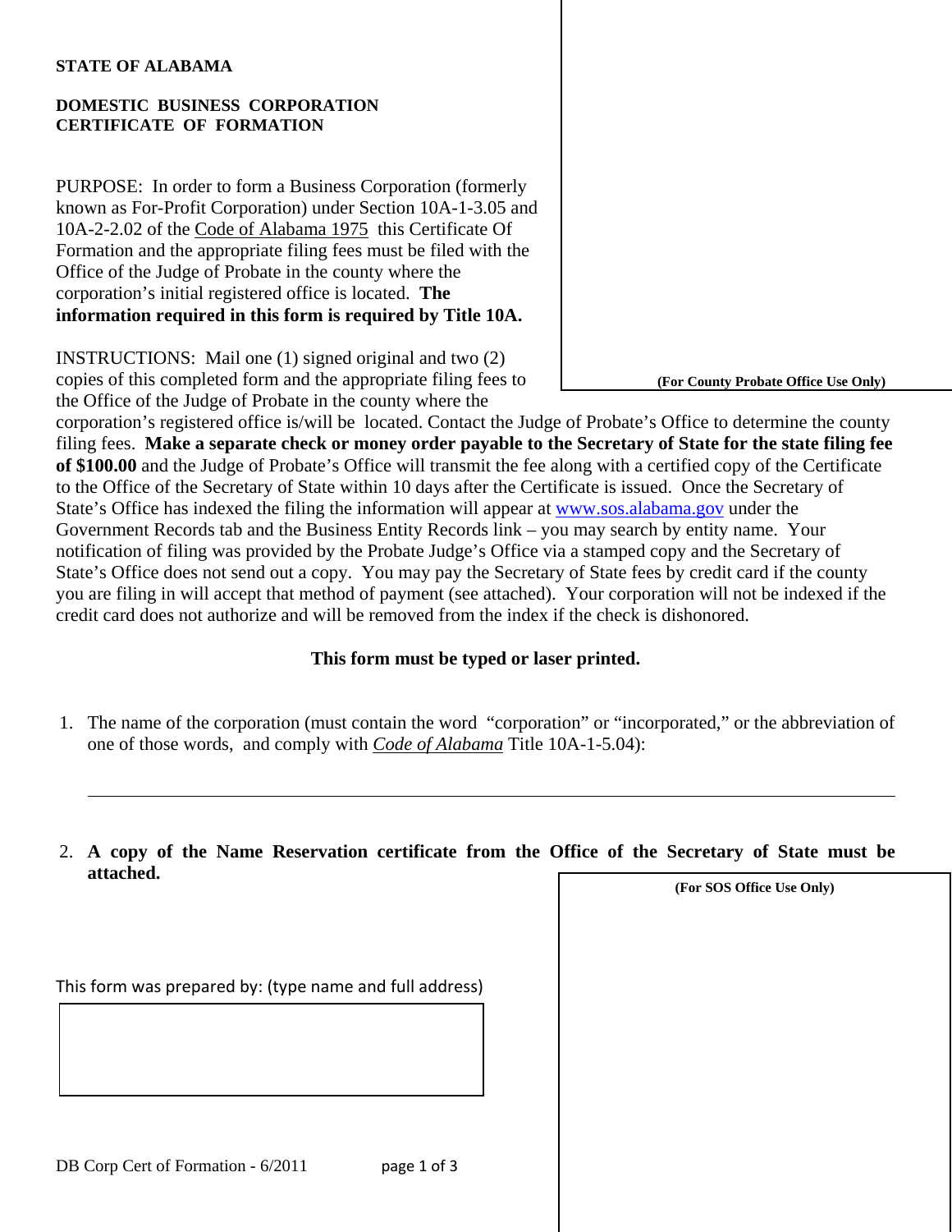**STATE OF ALABAMA**

**DOMESTIC BUSINESS CORPORATION CERTIFICATE OF FORMATION**

PURPOSE: In order to form a Business Corporation (formerly known as For-Profit Corporation) under Section 10A-1-3.05 and 10A-2-2.02 of the Code of Alabama 1975 this Certificate Of Formation and the appropriate filing fees must be filed with the Office of the Judge of Probate in the county where the corporation's initial registered office is located. **The information required in this form is required by Title 10A.**

**(For County Probate Office Use Only)**

INSTRUCTIONS: Mail one (1) signed original and two (2) copies of this completed form and the appropriate filing fees to the Office of the Judge of Probate in the county where the corporation's registered office is/will be located. Contact the Judge of Probate's Office to determine the county filing fees. **Make a separate check or money order payable to the Secretary of State for the state filing fee of $100.00** and the Judge of Probate's Office will transmit the fee along with a certified copy of the Certificate to the Office of the Secretary of State within 10 days after the Certificate is issued. Once the Secretary of State's Office has indexed the filing the information will appear at www.sos.alabama.gov under the Government Records tab and the Business Entity Records link – you may search by entity name. Your notification of filing was provided by the Probate Judge's Office via a stamped copy and the Secretary of State's Office does not send out a copy. You may pay the Secretary of State fees by credit card if the county you are filing in will accept that method of payment (see attached). Your corporation will not be indexed if the credit card does not authorize and will be removed from the index if the check is dishonored.

**This form must be typed or laser printed.**

1. The name of the corporation (must contain the word "corporation" or "incorporated," or the abbreviation of one of those words, and comply with *Code of Alabama* Title 10A-1-5.04):

   ______________________________________________________________________

2. **A copy of the Name Reservation certificate from the Office of the Secretary of State must be attached.**

**(For SOS Office Use Only)**

This form was prepared by: (type name and full address)

DB Corp Cert of Formation - 6/2011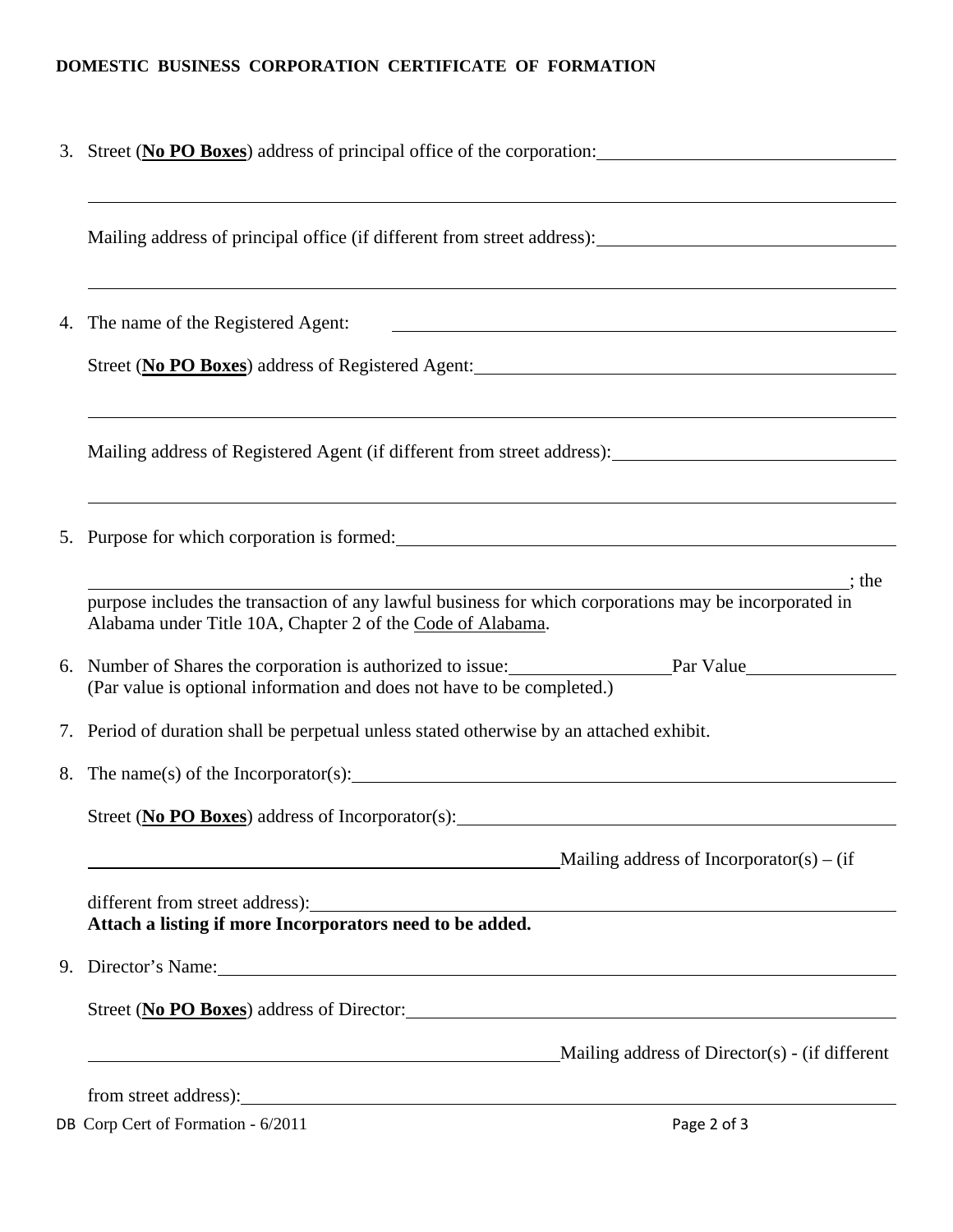**DOMESTIC BUSINESS CORPORATION CERTIFICATE OF FORMATION**

3. Street (**No PO Boxes**) address of principal office of the corporation: ______________________________

   ______________________________________________________________________________

   Mailing address of principal office (if different from street address): ______________________________

   ______________________________________________________________________________

4. The name of the Registered Agent: ______________________________________________

   Street (**No PO Boxes**) address of Registered Agent: ________________________________________

   ______________________________________________________________________________

   Mailing address of Registered Agent (if different from street address): ____________________________

   ______________________________________________________________________________

5. Purpose for which corporation is formed: ______________________________________________

   ______________________________________________________________________________; the purpose includes the transaction of any lawful business for which corporations may be incorporated in Alabama under Title 10A, Chapter 2 of the Code of Alabama.

6. Number of Shares the corporation is authorized to issue: ________________ Par Value ________________
   (Par value is optional information and does not have to be completed.)

7. Period of duration shall be perpetual unless stated otherwise by an attached exhibit.

8. The name(s) of the Incorporator(s): ______________________________________________

   Street (**No PO Boxes**) address of Incorporator(s): ________________________________________

   ______________________________________________ Mailing address of Incorporator(s) – (if different from street address): ______________________________________________

   **Attach a listing if more Incorporators need to be added.**

9. Director's Name: ______________________________________________

   Street (**No PO Boxes**) address of Director: ________________________________________

   ______________________________________________ Mailing address of Director(s) - (if different from street address): ______________________________________________

DB Corp Cert of Formation - 6/2011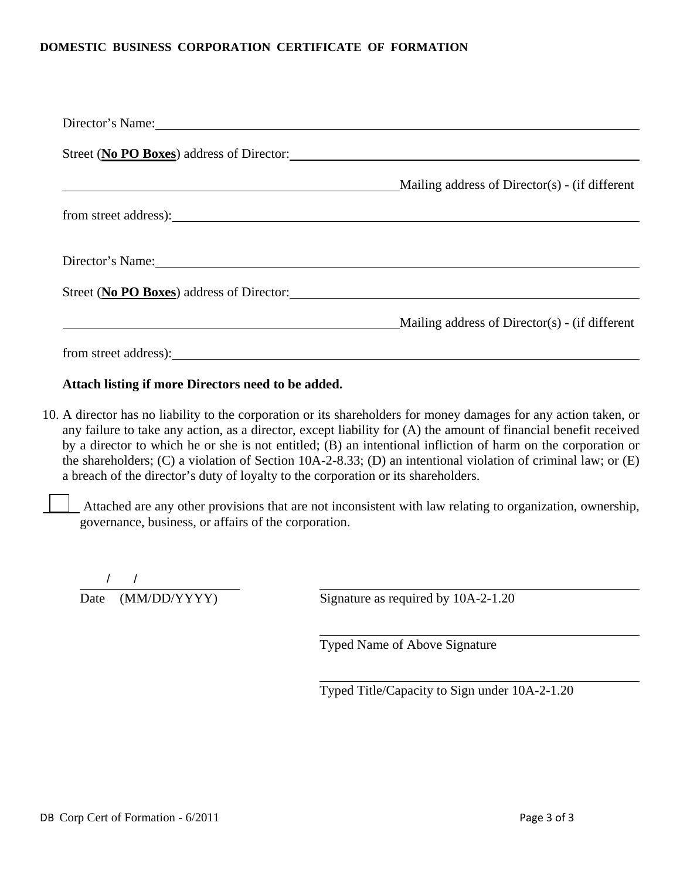**DOMESTIC BUSINESS CORPORATION CERTIFICATE OF FORMATION**

Director's Name: ____________________________________________

Street (**No PO Boxes**) address of Director: ____________________________________________

____________________________________________ Mailing address of Director(s) - (if different from street address): ____________________________________________

Director's Name: ____________________________________________

Street (**No PO Boxes**) address of Director: ____________________________________________

____________________________________________ Mailing address of Director(s) - (if different from street address): ____________________________________________

**Attach listing if more Directors need to be added.**

10. A director has no liability to the corporation or its shareholders for money damages for any action taken, or any failure to take any action, as a director, except liability for (A) the amount of financial benefit received by a director to which he or she is not entitled; (B) an intentional infliction of harm on the corporation or the shareholders; (C) a violation of Section 10A-2-8.33; (D) an intentional violation of criminal law; or (E) a breach of the director's duty of loyalty to the corporation or its shareholders.

☐ Attached are any other provisions that are not inconsistent with law relating to organization, ownership, governance, business, or affairs of the corporation.

____ / ____ / ________
Date (MM/DD/YYYY)

____________________________________________
Signature as required by 10A-2-1.20

____________________________________________
Typed Name of Above Signature

____________________________________________
Typed Title/Capacity to Sign under 10A-2-1.20

DB Corp Cert of Formation - 6/2011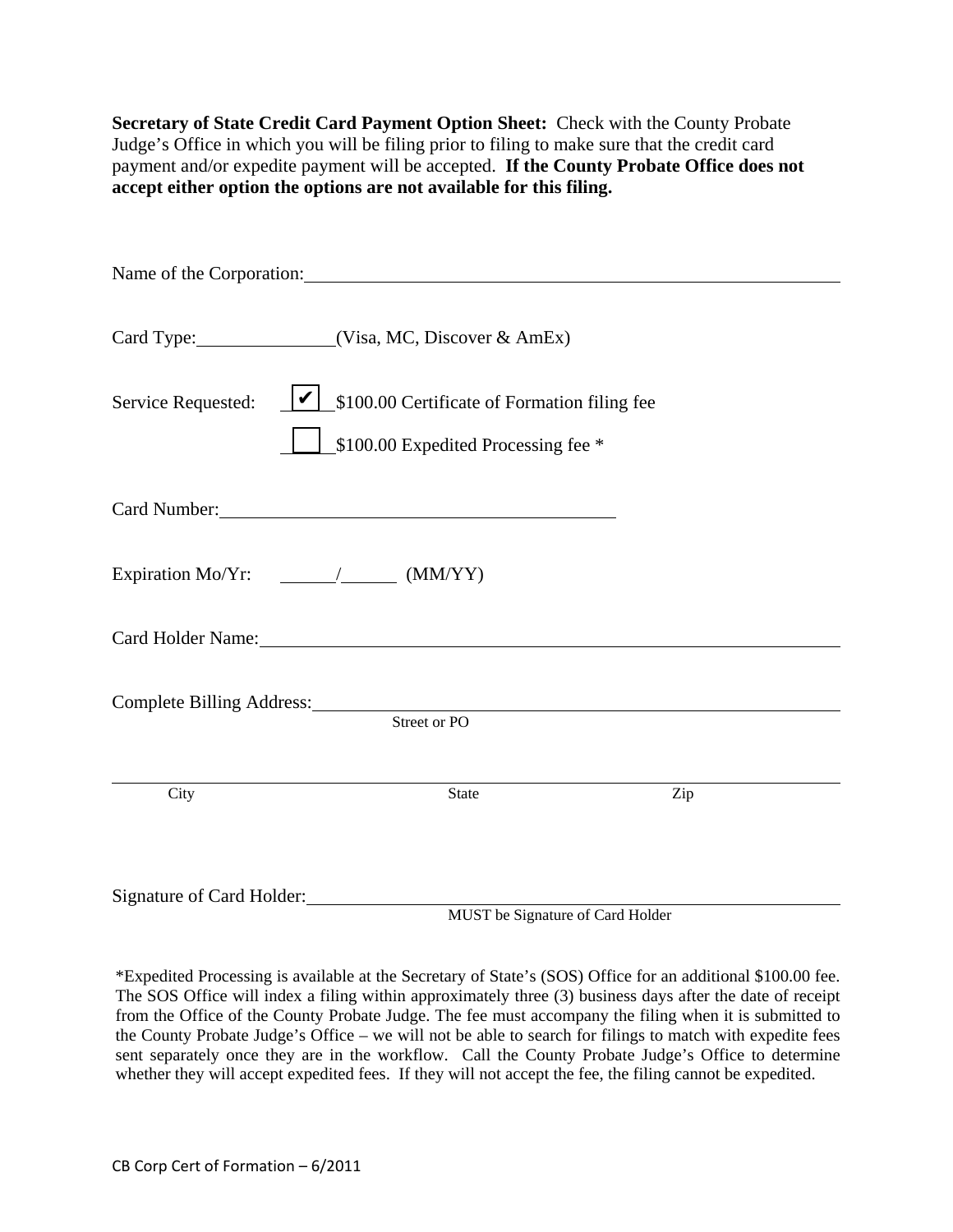**Secretary of State Credit Card Payment Option Sheet:** Check with the County Probate Judge's Office in which you will be filing prior to filing to make sure that the credit card payment and/or expedite payment will be accepted. **If the County Probate Office does not accept either option the options are not available for this filing.**

Name of the Corporation: ____________________________________________

Card Type: ______________ (Visa, MC, Discover & AmEx)

Service Requested: [✔] $100.00 Certificate of Formation filing fee

[ ] $100.00 Expedited Processing fee *

Card Number: ______________________________

Expiration Mo/Yr: _____/_____ (MM/YY)

Card Holder Name: ____________________________________________

Complete Billing Address: ____________________________________________
Street or PO

____________________________________________
City State Zip

Signature of Card Holder: ____________________________________________
MUST be Signature of Card Holder

*Expedited Processing is available at the Secretary of State's (SOS) Office for an additional $100.00 fee. The SOS Office will index a filing within approximately three (3) business days after the date of receipt from the Office of the County Probate Judge. The fee must accompany the filing when it is submitted to the County Probate Judge's Office – we will not be able to search for filings to match with expedite fees sent separately once they are in the workflow. Call the County Probate Judge's Office to determine whether they will accept expedited fees. If they will not accept the fee, the filing cannot be expedited.

CB Corp Cert of Formation – 6/2011